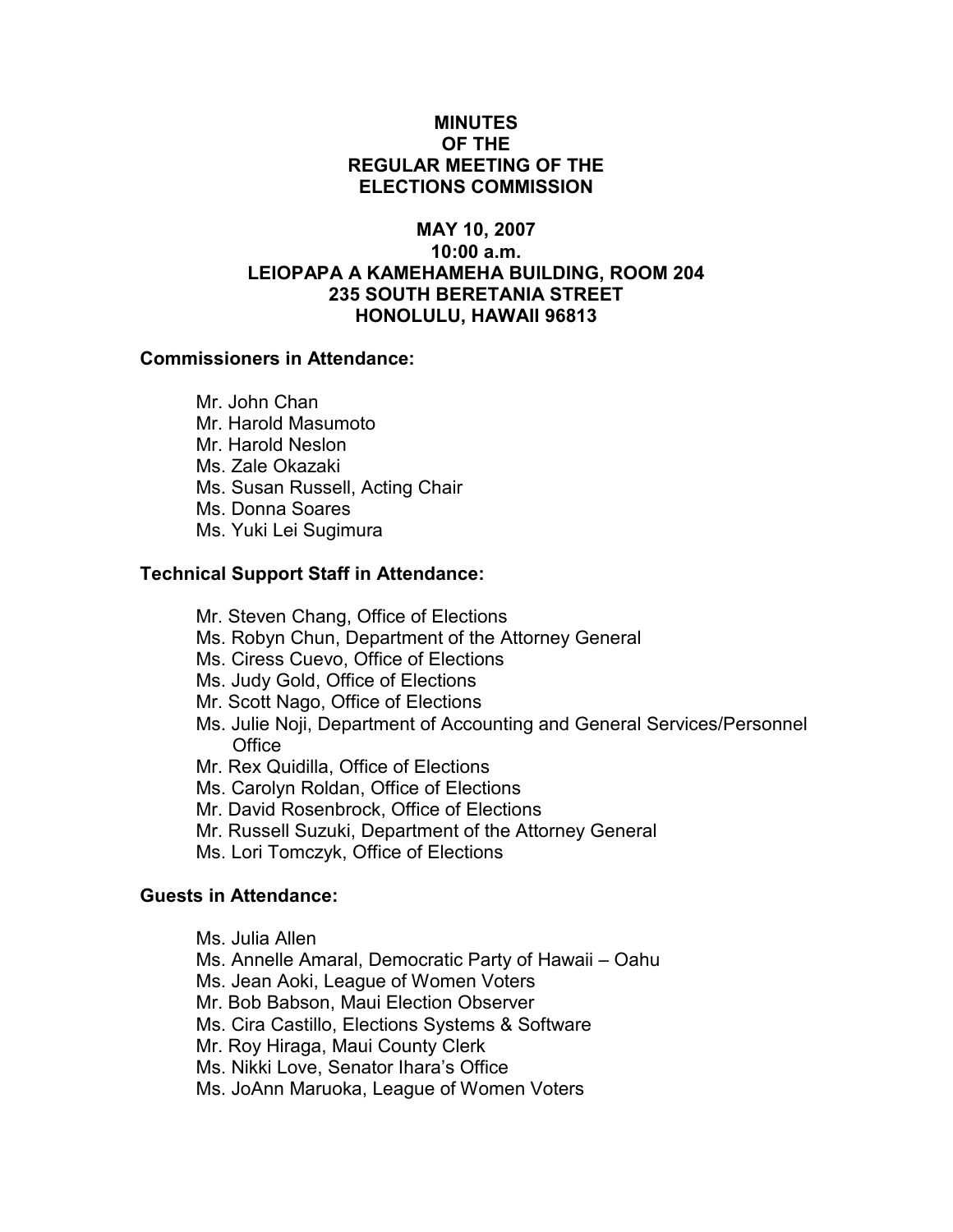# MINUTES OF THE REGULAR MEETING OF THE ELECTIONS COMMISSION

## MAY 10, 2007
## 10:00 a.m.
## LEIOPAPA A KAMEHAMEHA BUILDING, ROOM 204
## 235 SOUTH BERETANIA STREET
## HONOLULU, HAWAII 96813

**Commissioners in Attendance:**

- Mr. John Chan
- Mr. Harold Masumoto
- Mr. Harold Neslon
- Ms. Zale Okazaki
- Ms. Susan Russell, Acting Chair
- Ms. Donna Soares
- Ms. Yuki Lei Sugimura

**Technical Support Staff in Attendance:**

- Mr. Steven Chang, Office of Elections
- Ms. Robyn Chun, Department of the Attorney General
- Ms. Ciress Cuevo, Office of Elections
- Ms. Judy Gold, Office of Elections
- Mr. Scott Nago, Office of Elections
- Ms. Julie Noji, Department of Accounting and General Services/Personnel Office
- Mr. Rex Quidilla, Office of Elections
- Ms. Carolyn Roldan, Office of Elections
- Mr. David Rosenbrock, Office of Elections
- Mr. Russell Suzuki, Department of the Attorney General
- Ms. Lori Tomczyk, Office of Elections

**Guests in Attendance:**

- Ms. Julia Allen
- Ms. Annelle Amaral, Democratic Party of Hawaii – Oahu
- Ms. Jean Aoki, League of Women Voters
- Mr. Bob Babson, Maui Election Observer
- Ms. Cira Castillo, Elections Systems & Software
- Mr. Roy Hiraga, Maui County Clerk
- Ms. Nikki Love, Senator Ihara's Office
- Ms. JoAnn Maruoka, League of Women Voters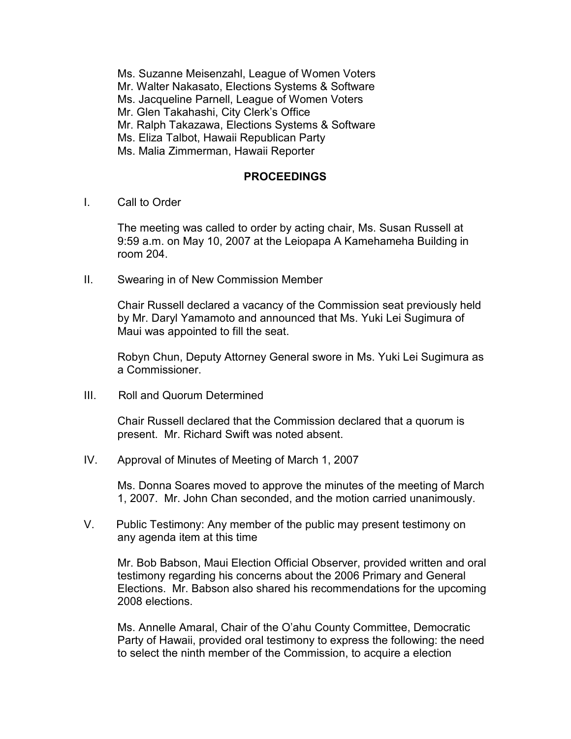Ms. Suzanne Meisenzahl, League of Women Voters
Mr. Walter Nakasato, Elections Systems & Software
Ms. Jacqueline Parnell, League of Women Voters
Mr. Glen Takahashi, City Clerk's Office
Mr. Ralph Takazawa, Elections Systems & Software
Ms. Eliza Talbot, Hawaii Republican Party
Ms. Malia Zimmerman, Hawaii Reporter

## PROCEEDINGS

I. Call to Order

The meeting was called to order by acting chair, Ms. Susan Russell at 9:59 a.m. on May 10, 2007 at the Leiopapa A Kamehameha Building in room 204.

II. Swearing in of New Commission Member

Chair Russell declared a vacancy of the Commission seat previously held by Mr. Daryl Yamamoto and announced that Ms. Yuki Lei Sugimura of Maui was appointed to fill the seat.

Robyn Chun, Deputy Attorney General swore in Ms. Yuki Lei Sugimura as a Commissioner.

III. Roll and Quorum Determined

Chair Russell declared that the Commission declared that a quorum is present. Mr. Richard Swift was noted absent.

IV. Approval of Minutes of Meeting of March 1, 2007

Ms. Donna Soares moved to approve the minutes of the meeting of March 1, 2007. Mr. John Chan seconded, and the motion carried unanimously.

V. Public Testimony: Any member of the public may present testimony on any agenda item at this time

Mr. Bob Babson, Maui Election Official Observer, provided written and oral testimony regarding his concerns about the 2006 Primary and General Elections. Mr. Babson also shared his recommendations for the upcoming 2008 elections.

Ms. Annelle Amaral, Chair of the O'ahu County Committee, Democratic Party of Hawaii, provided oral testimony to express the following: the need to select the ninth member of the Commission, to acquire a election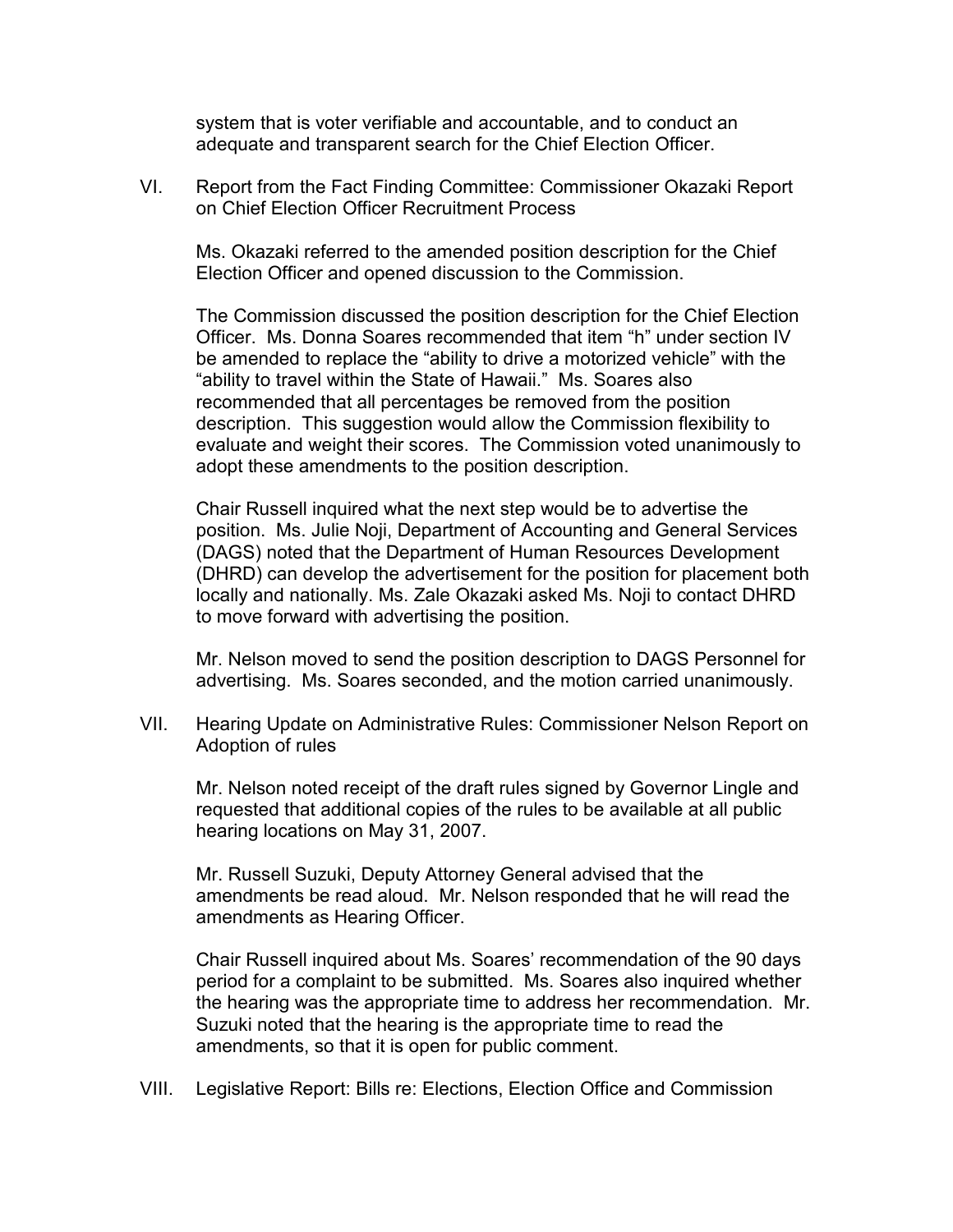system that is voter verifiable and accountable, and to conduct an adequate and transparent search for the Chief Election Officer.

VI. Report from the Fact Finding Committee: Commissioner Okazaki Report on Chief Election Officer Recruitment Process

Ms. Okazaki referred to the amended position description for the Chief Election Officer and opened discussion to the Commission.

The Commission discussed the position description for the Chief Election Officer. Ms. Donna Soares recommended that item "h" under section IV be amended to replace the "ability to drive a motorized vehicle" with the "ability to travel within the State of Hawaii." Ms. Soares also recommended that all percentages be removed from the position description. This suggestion would allow the Commission flexibility to evaluate and weight their scores. The Commission voted unanimously to adopt these amendments to the position description.

Chair Russell inquired what the next step would be to advertise the position. Ms. Julie Noji, Department of Accounting and General Services (DAGS) noted that the Department of Human Resources Development (DHRD) can develop the advertisement for the position for placement both locally and nationally. Ms. Zale Okazaki asked Ms. Noji to contact DHRD to move forward with advertising the position.

Mr. Nelson moved to send the position description to DAGS Personnel for advertising. Ms. Soares seconded, and the motion carried unanimously.

VII. Hearing Update on Administrative Rules: Commissioner Nelson Report on Adoption of rules

Mr. Nelson noted receipt of the draft rules signed by Governor Lingle and requested that additional copies of the rules to be available at all public hearing locations on May 31, 2007.

Mr. Russell Suzuki, Deputy Attorney General advised that the amendments be read aloud. Mr. Nelson responded that he will read the amendments as Hearing Officer.

Chair Russell inquired about Ms. Soares' recommendation of the 90 days period for a complaint to be submitted. Ms. Soares also inquired whether the hearing was the appropriate time to address her recommendation. Mr. Suzuki noted that the hearing is the appropriate time to read the amendments, so that it is open for public comment.

VIII. Legislative Report: Bills re: Elections, Election Office and Commission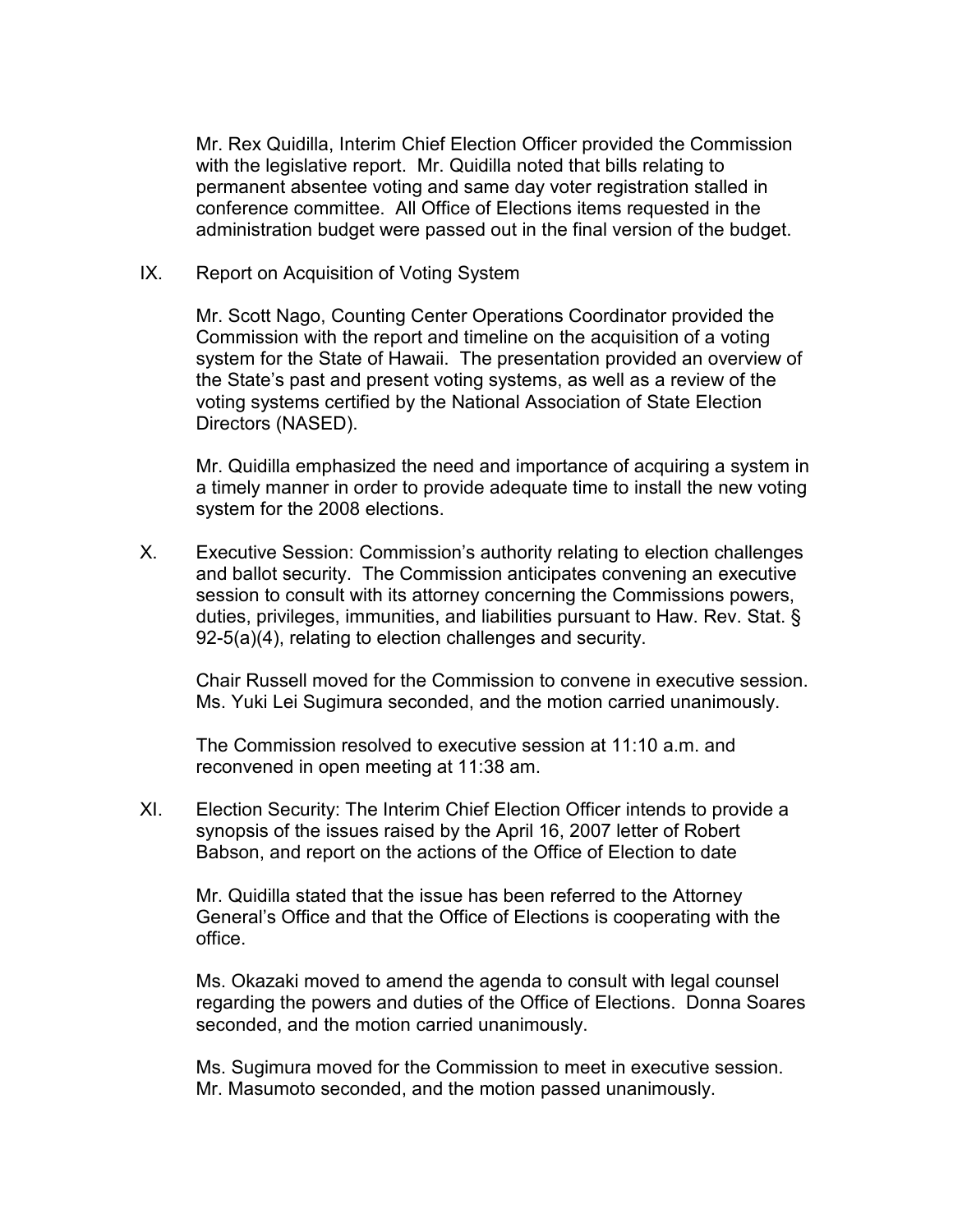Mr. Rex Quidilla, Interim Chief Election Officer provided the Commission with the legislative report. Mr. Quidilla noted that bills relating to permanent absentee voting and same day voter registration stalled in conference committee. All Office of Elections items requested in the administration budget were passed out in the final version of the budget.

IX. Report on Acquisition of Voting System

Mr. Scott Nago, Counting Center Operations Coordinator provided the Commission with the report and timeline on the acquisition of a voting system for the State of Hawaii. The presentation provided an overview of the State's past and present voting systems, as well as a review of the voting systems certified by the National Association of State Election Directors (NASED).

Mr. Quidilla emphasized the need and importance of acquiring a system in a timely manner in order to provide adequate time to install the new voting system for the 2008 elections.

X. Executive Session: Commission's authority relating to election challenges and ballot security. The Commission anticipates convening an executive session to consult with its attorney concerning the Commissions powers, duties, privileges, immunities, and liabilities pursuant to Haw. Rev. Stat. § 92-5(a)(4), relating to election challenges and security.

Chair Russell moved for the Commission to convene in executive session. Ms. Yuki Lei Sugimura seconded, and the motion carried unanimously.

The Commission resolved to executive session at 11:10 a.m. and reconvened in open meeting at 11:38 am.

XI. Election Security: The Interim Chief Election Officer intends to provide a synopsis of the issues raised by the April 16, 2007 letter of Robert Babson, and report on the actions of the Office of Election to date

Mr. Quidilla stated that the issue has been referred to the Attorney General's Office and that the Office of Elections is cooperating with the office.

Ms. Okazaki moved to amend the agenda to consult with legal counsel regarding the powers and duties of the Office of Elections. Donna Soares seconded, and the motion carried unanimously.

Ms. Sugimura moved for the Commission to meet in executive session. Mr. Masumoto seconded, and the motion passed unanimously.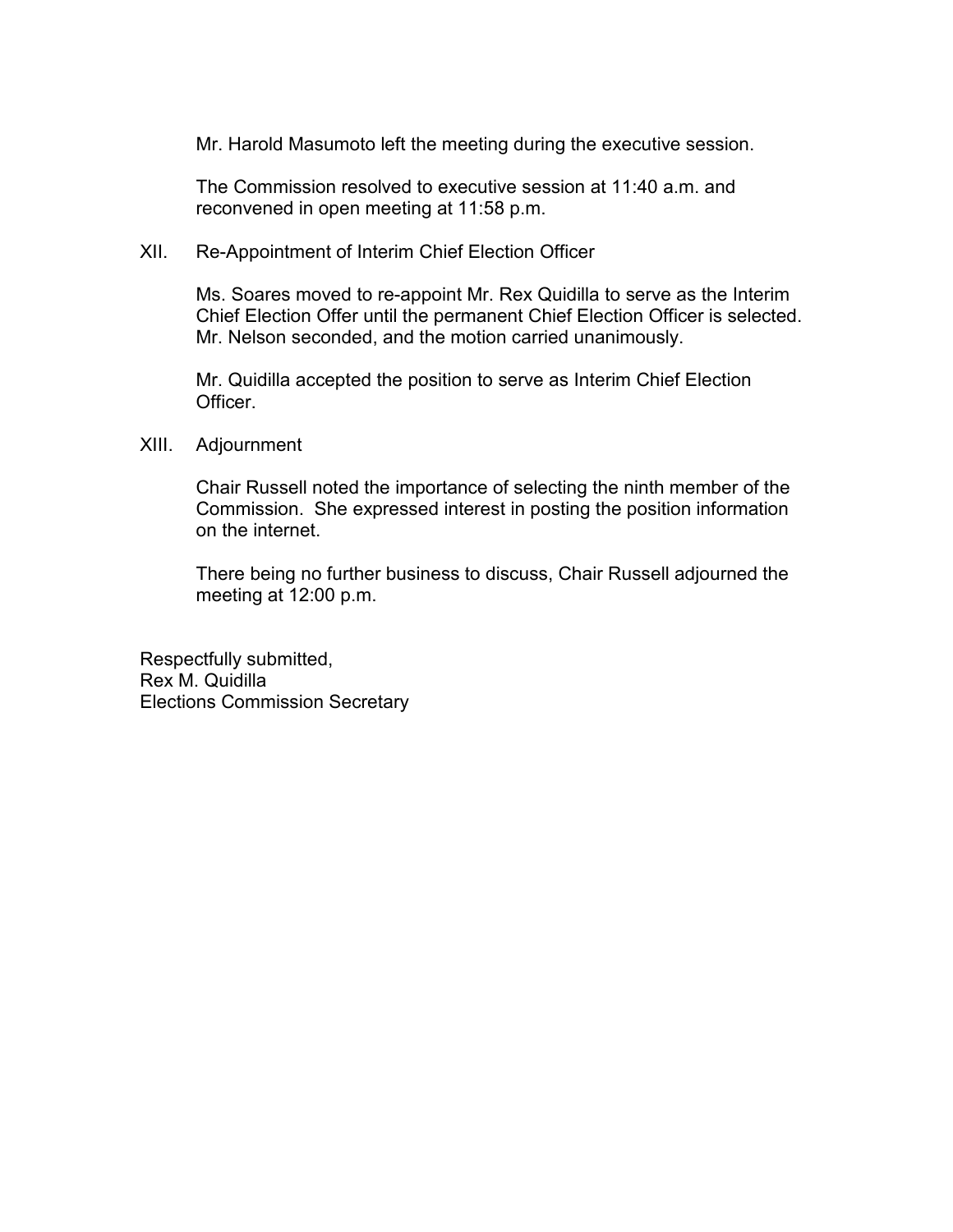Mr. Harold Masumoto left the meeting during the executive session.

The Commission resolved to executive session at 11:40 a.m. and reconvened in open meeting at 11:58 p.m.

XII. Re-Appointment of Interim Chief Election Officer

Ms. Soares moved to re-appoint Mr. Rex Quidilla to serve as the Interim Chief Election Offer until the permanent Chief Election Officer is selected. Mr. Nelson seconded, and the motion carried unanimously.

Mr. Quidilla accepted the position to serve as Interim Chief Election Officer.

XIII. Adjournment

Chair Russell noted the importance of selecting the ninth member of the Commission. She expressed interest in posting the position information on the internet.

There being no further business to discuss, Chair Russell adjourned the meeting at 12:00 p.m.

Respectfully submitted,
Rex M. Quidilla
Elections Commission Secretary